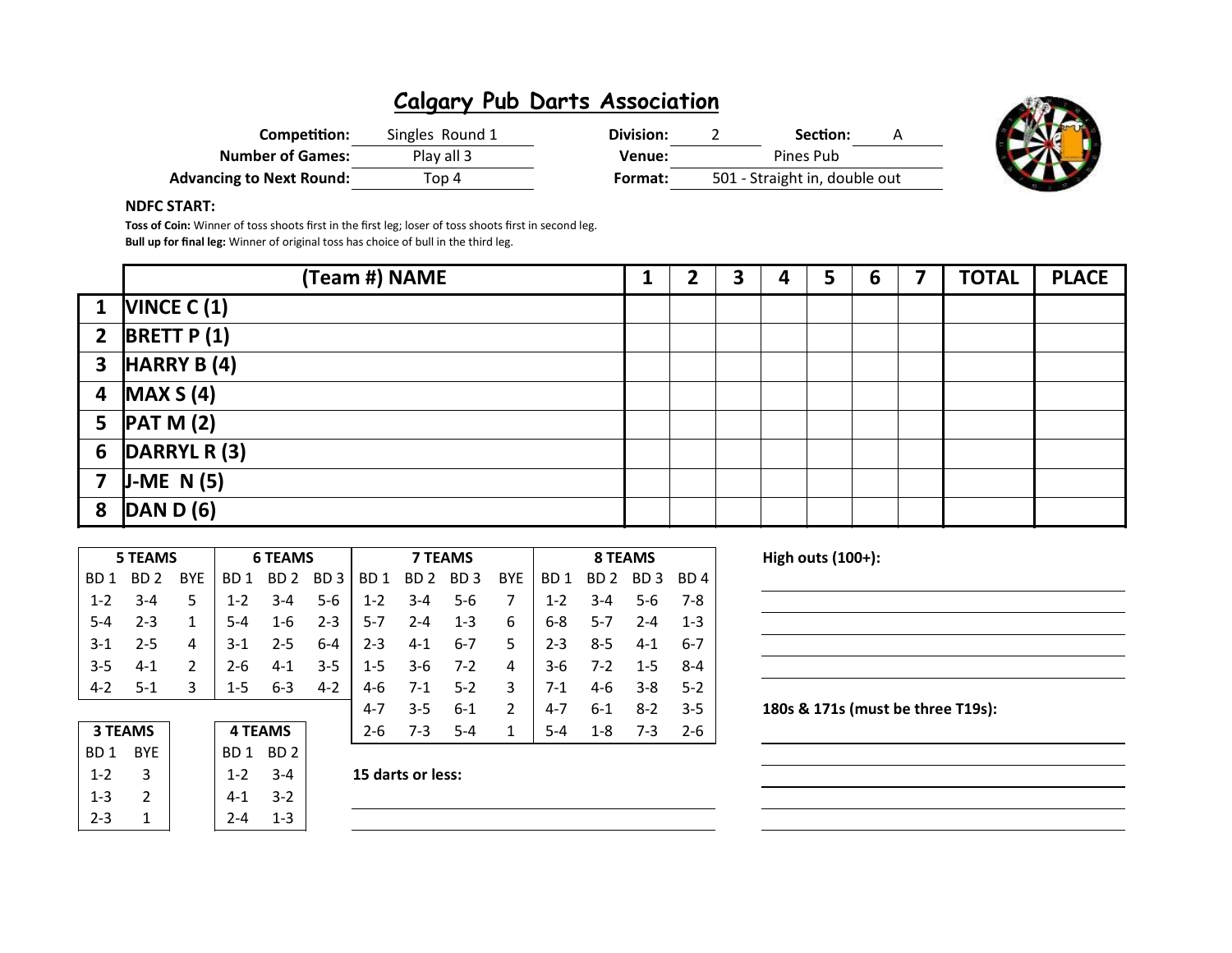# Calgary Pub Darts Association

**Competition:** Singles Round 1
**Number of Games:** Play all 3
**Advancing to Next Round:** Top 4
**Division:** 2
**Section:** A
**Venue:** Pines Pub
**Format:** 501 - Straight in, double out

**NDFC START:**

**Toss of Coin:** Winner of toss shoots first in the first leg; loser of toss shoots first in second leg.
**Bull up for final leg:** Winner of original toss has choice of bull in the third leg.

| | (Team #) NAME | 1 | 2 | 3 | 4 | 5 | 6 | 7 | TOTAL | PLACE |
|---|---|---|---|---|---|---|---|---|---|---|
| 1 | VINCE C (1) | | | | | | | | | |
| 2 | BRETT P (1) | | | | | | | | | |
| 3 | HARRY B (4) | | | | | | | | | |
| 4 | MAX S (4) | | | | | | | | | |
| 5 | PAT M (2) | | | | | | | | | |
| 6 | DARRYL R (3) | | | | | | | | | |
| 7 | J-ME N (5) | | | | | | | | | |
| 8 | DAN D (6) | | | | | | | | | |

| 5 TEAMS | | | 6 TEAMS | | | 7 TEAMS | | | | 8 TEAMS | | | |
|---|---|---|---|---|---|---|---|---|---|---|---|---|---|
| BD 1 | BD 2 | BYE | BD 1 | BD 2 | BD 3 | BD 1 | BD 2 | BD 3 | BYE | BD 1 | BD 2 | BD 3 | BD 4 |
| 1-2 | 3-4 | 5 | 1-2 | 3-4 | 5-6 | 1-2 | 3-4 | 5-6 | 7 | 1-2 | 3-4 | 5-6 | 7-8 |
| 5-4 | 2-3 | 1 | 5-4 | 1-6 | 2-3 | 5-7 | 2-4 | 1-3 | 6 | 6-8 | 5-7 | 2-4 | 1-3 |
| 3-1 | 2-5 | 4 | 3-1 | 2-5 | 6-4 | 2-3 | 4-1 | 6-7 | 5 | 2-3 | 8-5 | 4-1 | 6-7 |
| 3-5 | 4-1 | 2 | 2-6 | 4-1 | 3-5 | 1-5 | 3-6 | 7-2 | 4 | 3-6 | 7-2 | 1-5 | 8-4 |
| 4-2 | 5-1 | 3 | 1-5 | 6-3 | 4-2 | 4-6 | 7-1 | 5-2 | 3 | 7-1 | 4-6 | 3-8 | 5-2 |
| | | | | | | 4-7 | 3-5 | 6-1 | 2 | 4-7 | 6-1 | 8-2 | 3-5 |
| | | | | | | 2-6 | 7-3 | 5-4 | 1 | 5-4 | 1-8 | 7-3 | 2-6 |

| 3 TEAMS | |
|---|---|
| BD 1 | BYE |
| 1-2 | 3 |
| 1-3 | 2 |
| 2-3 | 1 |

| 4 TEAMS | |
|---|---|
| BD 1 | BD 2 |
| 1-2 | 3-4 |
| 4-1 | 3-2 |
| 2-4 | 1-3 |

**15 darts or less:**

**High outs (100+):**

**180s & 171s (must be three T19s):**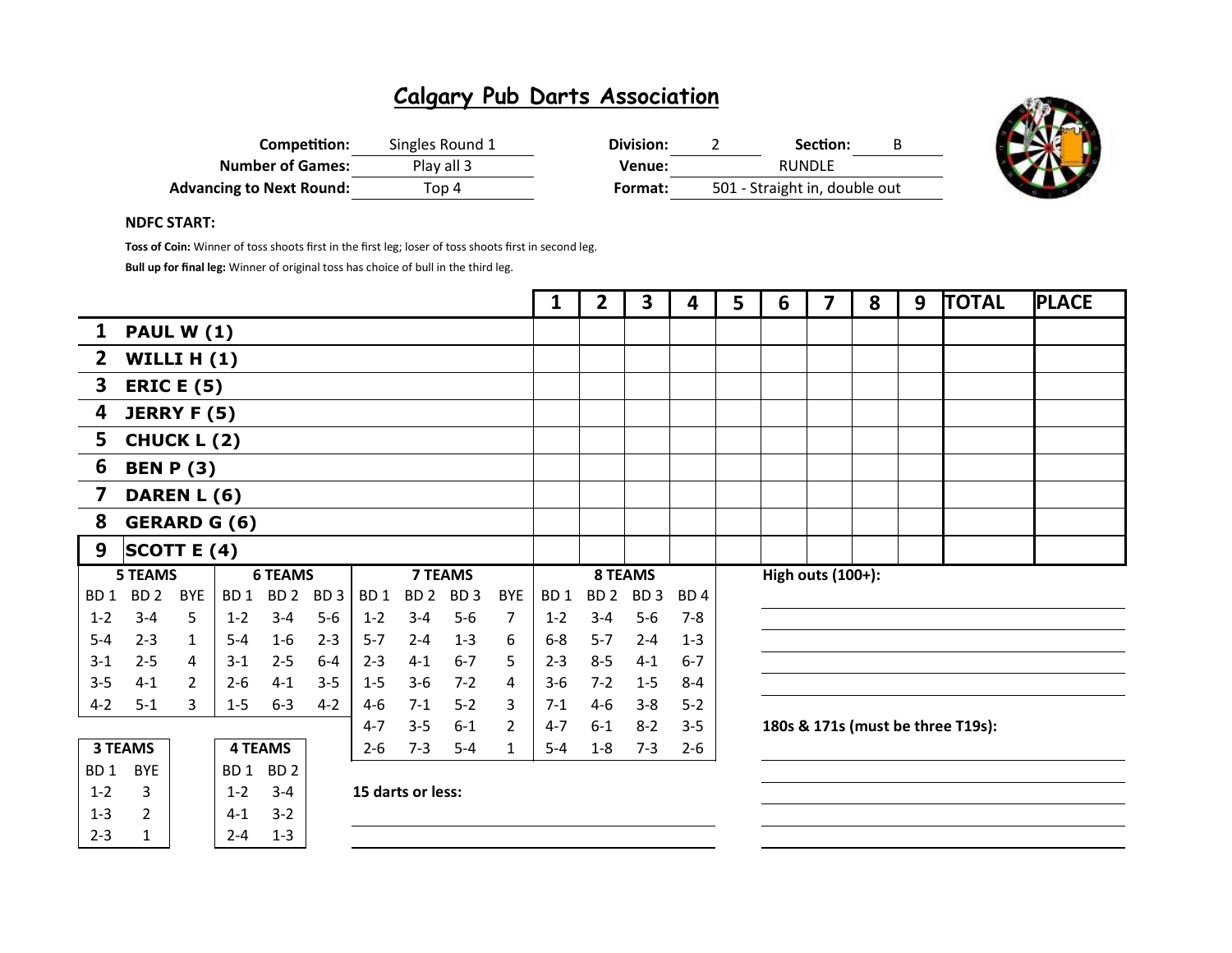# Calgary Pub Darts Association

| | | | |
|---|---|---|---|
| **Competition:** | Singles Round 1 | **Division:** | 2 |
| **Section:** | B | | |
| **Number of Games:** | Play all 3 | **Venue:** | RUNDLE |
| **Advancing to Next Round:** | Top 4 | **Format:** | 501 - Straight in, double out |

**NDFC START:**

**Toss of Coin:** Winner of toss shoots first in the first leg; loser of toss shoots first in second leg.

**Bull up for final leg:** Winner of original toss has choice of bull in the third leg.

| | | 1 | 2 | 3 | 4 | 5 | 6 | 7 | 8 | 9 | TOTAL | PLACE |
|---|---|---|---|---|---|---|---|---|---|---|---|---|
| 1 | PAUL W (1) | | | | | | | | | | | |
| 2 | WILLI H (1) | | | | | | | | | | | |
| 3 | ERIC E (5) | | | | | | | | | | | |
| 4 | JERRY F (5) | | | | | | | | | | | |
| 5 | CHUCK L (2) | | | | | | | | | | | |
| 6 | BEN P (3) | | | | | | | | | | | |
| 7 | DAREN L (6) | | | | | | | | | | | |
| 8 | GERARD G (6) | | | | | | | | | | | |
| 9 | SCOTT E (4) | | | | | | | | | | | |

| 5 TEAMS | | | 6 TEAMS | | | 7 TEAMS | | | | 8 TEAMS | | | |
|---|---|---|---|---|---|---|---|---|---|---|---|---|---|
| BD 1 | BD 2 | BYE | BD 1 | BD 2 | BD 3 | BD 1 | BD 2 | BD 3 | BYE | BD 1 | BD 2 | BD 3 | BD 4 |
| 1-2 | 3-4 | 5 | 1-2 | 3-4 | 5-6 | 1-2 | 3-4 | 5-6 | 7 | 1-2 | 3-4 | 5-6 | 7-8 |
| 5-4 | 2-3 | 1 | 5-4 | 1-6 | 2-3 | 5-7 | 2-4 | 1-3 | 6 | 6-8 | 5-7 | 2-4 | 1-3 |
| 3-1 | 2-5 | 4 | 3-1 | 2-5 | 6-4 | 2-3 | 4-1 | 6-7 | 5 | 2-3 | 8-5 | 4-1 | 6-7 |
| 3-5 | 4-1 | 2 | 2-6 | 4-1 | 3-5 | 1-5 | 3-6 | 7-2 | 4 | 3-6 | 7-2 | 1-5 | 8-4 |
| 4-2 | 5-1 | 3 | 1-5 | 6-3 | 4-2 | 4-6 | 7-1 | 5-2 | 3 | 7-1 | 4-6 | 3-8 | 5-2 |
| | | | | | | 4-7 | 3-5 | 6-1 | 2 | 4-7 | 6-1 | 8-2 | 3-5 |
| | | | | | | 2-6 | 7-3 | 5-4 | 1 | 5-4 | 1-8 | 7-3 | 2-6 |

| 3 TEAMS | |
|---|---|
| BD 1 | BYE |
| 1-2 | 3 |
| 1-3 | 2 |
| 2-3 | 1 |

| 4 TEAMS | |
|---|---|
| BD 1 | BD 2 |
| 1-2 | 3-4 |
| 4-1 | 3-2 |
| 2-4 | 1-3 |

**High outs (100+):**

**180s & 171s (must be three T19s):**

**15 darts or less:**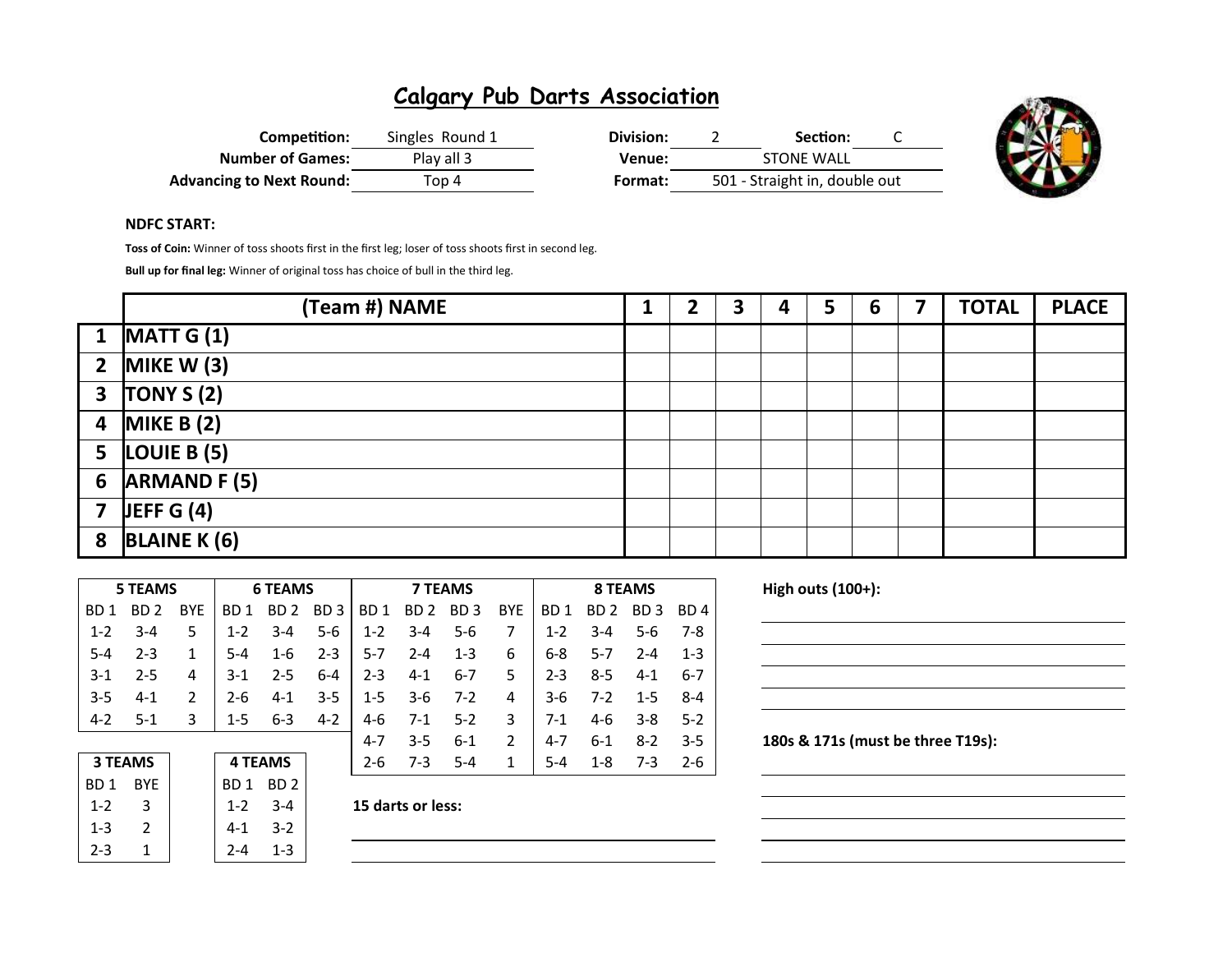# Calgary Pub Darts Association

| | | | |
|---|---|---|---|
| **Competition:** | Singles Round 1 | **Division:** 2 | **Section:** C |
| **Number of Games:** | Play all 3 | **Venue:** | STONE WALL |
| **Advancing to Next Round:** | Top 4 | **Format:** | 501 - Straight in, double out |

**NDFC START:**

**Toss of Coin:** Winner of toss shoots first in the first leg; loser of toss shoots first in second leg.

**Bull up for final leg:** Winner of original toss has choice of bull in the third leg.

| | (Team #) NAME | 1 | 2 | 3 | 4 | 5 | 6 | 7 | TOTAL | PLACE |
|---|---|---|---|---|---|---|---|---|---|---|
| 1 | MATT G (1) | | | | | | | | | |
| 2 | MIKE W (3) | | | | | | | | | |
| 3 | TONY S (2) | | | | | | | | | |
| 4 | MIKE B (2) | | | | | | | | | |
| 5 | LOUIE B (5) | | | | | | | | | |
| 6 | ARMAND F (5) | | | | | | | | | |
| 7 | JEFF G (4) | | | | | | | | | |
| 8 | BLAINE K (6) | | | | | | | | | |

| 5 TEAMS | | | 6 TEAMS | | | 7 TEAMS | | | | 8 TEAMS | | | |
|---|---|---|---|---|---|---|---|---|---|---|---|---|---|
| BD 1 | BD 2 | BYE | BD 1 | BD 2 | BD 3 | BD 1 | BD 2 | BD 3 | BYE | BD 1 | BD 2 | BD 3 | BD 4 |
| 1-2 | 3-4 | 5 | 1-2 | 3-4 | 5-6 | 1-2 | 3-4 | 5-6 | 7 | 1-2 | 3-4 | 5-6 | 7-8 |
| 5-4 | 2-3 | 1 | 5-4 | 1-6 | 2-3 | 5-7 | 2-4 | 1-3 | 6 | 6-8 | 5-7 | 2-4 | 1-3 |
| 3-1 | 2-5 | 4 | 3-1 | 2-5 | 6-4 | 2-3 | 4-1 | 6-7 | 5 | 2-3 | 8-5 | 4-1 | 6-7 |
| 3-5 | 4-1 | 2 | 2-6 | 4-1 | 3-5 | 1-5 | 3-6 | 7-2 | 4 | 3-6 | 7-2 | 1-5 | 8-4 |
| 4-2 | 5-1 | 3 | 1-5 | 6-3 | 4-2 | 4-6 | 7-1 | 5-2 | 3 | 7-1 | 4-6 | 3-8 | 5-2 |
| | | | | | | 4-7 | 3-5 | 6-1 | 2 | 4-7 | 6-1 | 8-2 | 3-5 |
| | | | | | | 2-6 | 7-3 | 5-4 | 1 | 5-4 | 1-8 | 7-3 | 2-6 |

| 3 TEAMS | |
|---|---|
| BD 1 | BYE |
| 1-2 | 3 |
| 1-3 | 2 |
| 2-3 | 1 |

| 4 TEAMS | |
|---|---|
| BD 1 | BD 2 |
| 1-2 | 3-4 |
| 4-1 | 3-2 |
| 2-4 | 1-3 |

**15 darts or less:**

**High outs (100+):**

**180s & 171s (must be three T19s):**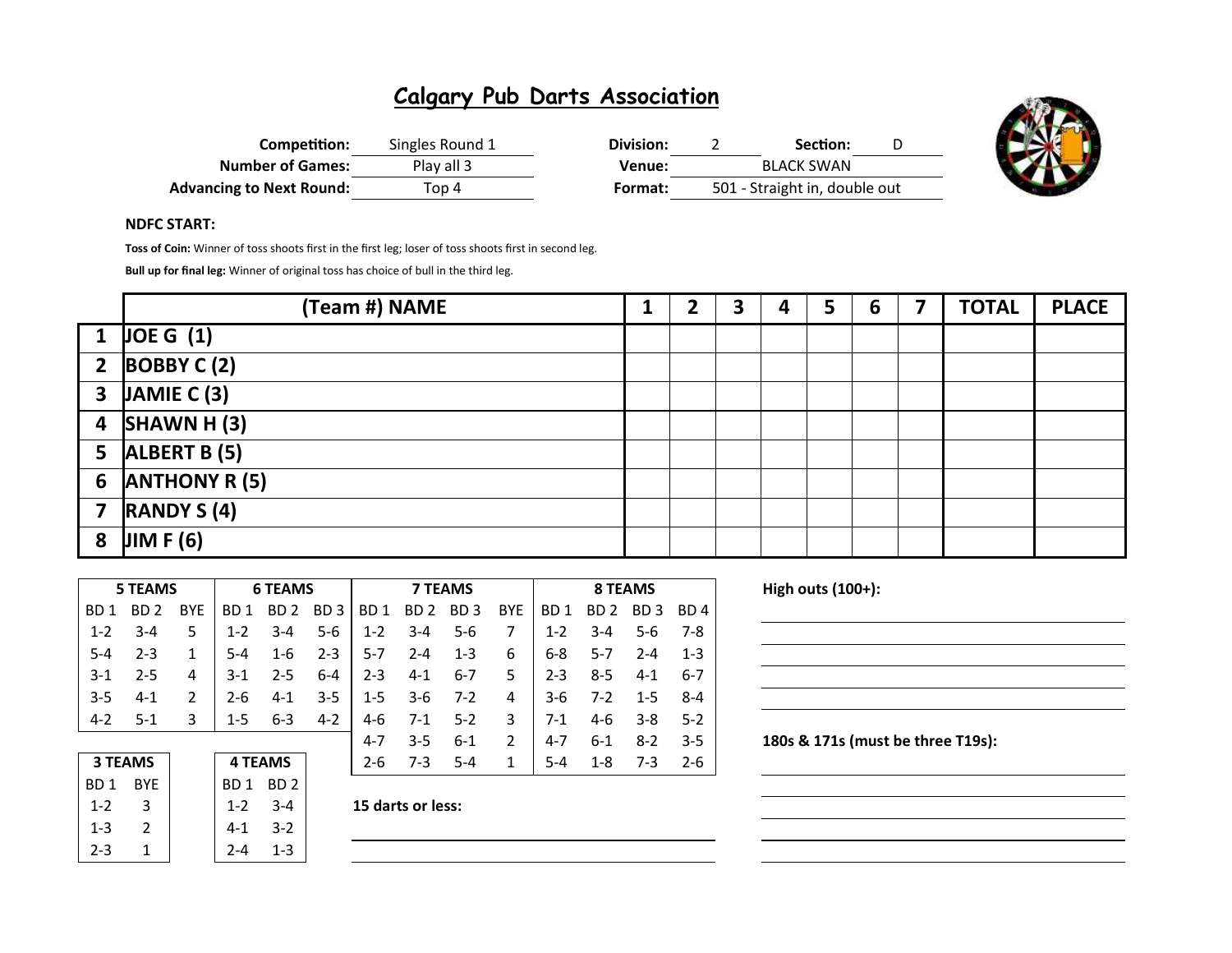# Calgary Pub Darts Association

| | | | |
|---|---|---|---|
| **Competition:** | Singles Round 1 | **Division:** | 2 |
| **Number of Games:** | Play all 3 | **Section:** | D |
| **Advancing to Next Round:** | Top 4 | **Venue:** | BLACK SWAN |
| | | **Format:** | 501 - Straight in, double out |

**NDFC START:**

**Toss of Coin:** Winner of toss shoots first in the first leg; loser of toss shoots first in second leg.

**Bull up for final leg:** Winner of original toss has choice of bull in the third leg.

| | (Team #) NAME | 1 | 2 | 3 | 4 | 5 | 6 | 7 | TOTAL | PLACE |
|---|---|---|---|---|---|---|---|---|---|---|
| 1 | JOE G (1) | | | | | | | | | |
| 2 | BOBBY C (2) | | | | | | | | | |
| 3 | JAMIE C (3) | | | | | | | | | |
| 4 | SHAWN H (3) | | | | | | | | | |
| 5 | ALBERT B (5) | | | | | | | | | |
| 6 | ANTHONY R (5) | | | | | | | | | |
| 7 | RANDY S (4) | | | | | | | | | |
| 8 | JIM F (6) | | | | | | | | | |

| 5 TEAMS | | | 6 TEAMS | | | 7 TEAMS | | | | 8 TEAMS | | | |
|---|---|---|---|---|---|---|---|---|---|---|---|---|---|
| BD 1 | BD 2 | BYE | BD 1 | BD 2 | BD 3 | BD 1 | BD 2 | BD 3 | BYE | BD 1 | BD 2 | BD 3 | BD 4 |
| 1-2 | 3-4 | 5 | 1-2 | 3-4 | 5-6 | 1-2 | 3-4 | 5-6 | 7 | 1-2 | 3-4 | 5-6 | 7-8 |
| 5-4 | 2-3 | 1 | 5-4 | 1-6 | 2-3 | 5-7 | 2-4 | 1-3 | 6 | 6-8 | 5-7 | 2-4 | 1-3 |
| 3-1 | 2-5 | 4 | 3-1 | 2-5 | 6-4 | 2-3 | 4-1 | 6-7 | 5 | 2-3 | 8-5 | 4-1 | 6-7 |
| 3-5 | 4-1 | 2 | 2-6 | 4-1 | 3-5 | 1-5 | 3-6 | 7-2 | 4 | 3-6 | 7-2 | 1-5 | 8-4 |
| 4-2 | 5-1 | 3 | 1-5 | 6-3 | 4-2 | 4-6 | 7-1 | 5-2 | 3 | 7-1 | 4-6 | 3-8 | 5-2 |
| | | | | | | 4-7 | 3-5 | 6-1 | 2 | 4-7 | 6-1 | 8-2 | 3-5 |
| | | | | | | 2-6 | 7-3 | 5-4 | 1 | 5-4 | 1-8 | 7-3 | 2-6 |

| 3 TEAMS | |
|---|---|
| BD 1 | BYE |
| 1-2 | 3 |
| 1-3 | 2 |
| 2-3 | 1 |

| 4 TEAMS | |
|---|---|
| BD 1 | BD 2 |
| 1-2 | 3-4 |
| 4-1 | 3-2 |
| 2-4 | 1-3 |

**15 darts or less:**

**High outs (100+):**

**180s & 171s (must be three T19s):**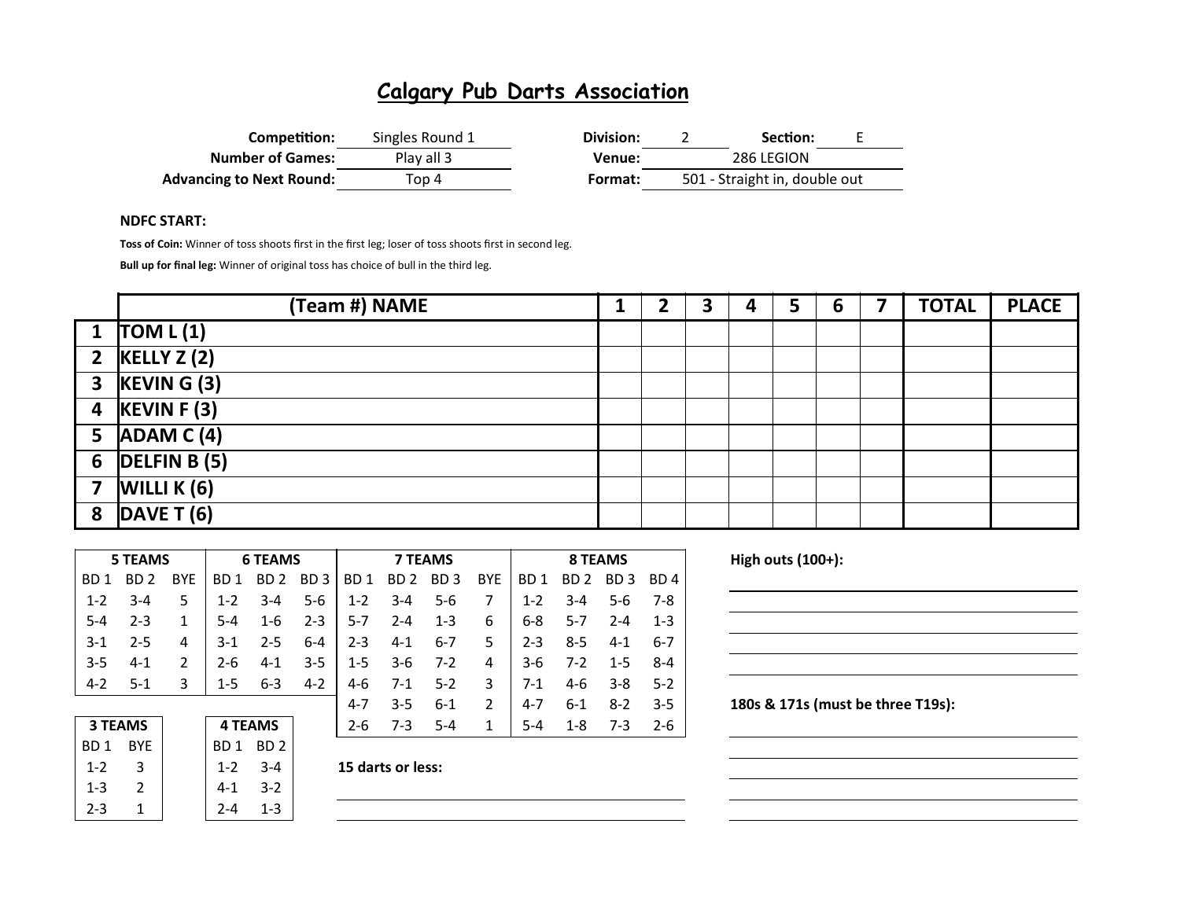# Calgary Pub Darts Association

| | | | |
|---|---|---|---|
| **Competition:** | Singles Round 1 | **Division:** | 2 |
| **Section:** | E | | |
| **Number of Games:** | Play all 3 | **Venue:** | 286 LEGION |
| **Advancing to Next Round:** | Top 4 | **Format:** | 501 - Straight in, double out |

**NDFC START:**

**Toss of Coin:** Winner of toss shoots first in the first leg; loser of toss shoots first in second leg.

**Bull up for final leg:** Winner of original toss has choice of bull in the third leg.

| | (Team #) NAME | 1 | 2 | 3 | 4 | 5 | 6 | 7 | TOTAL | PLACE |
|---|---|---|---|---|---|---|---|---|---|---|
| 1 | TOM L (1) | | | | | | | | | |
| 2 | KELLY Z (2) | | | | | | | | | |
| 3 | KEVIN G (3) | | | | | | | | | |
| 4 | KEVIN F (3) | | | | | | | | | |
| 5 | ADAM C (4) | | | | | | | | | |
| 6 | DELFIN B (5) | | | | | | | | | |
| 7 | WILLI K (6) | | | | | | | | | |
| 8 | DAVE T (6) | | | | | | | | | |

| 5 TEAMS | | | 6 TEAMS | | | 7 TEAMS | | | | 8 TEAMS | | | |
|---|---|---|---|---|---|---|---|---|---|---|---|---|---|
| BD 1 | BD 2 | BYE | BD 1 | BD 2 | BD 3 | BD 1 | BD 2 | BD 3 | BYE | BD 1 | BD 2 | BD 3 | BD 4 |
| 1-2 | 3-4 | 5 | 1-2 | 3-4 | 5-6 | 1-2 | 3-4 | 5-6 | 7 | 1-2 | 3-4 | 5-6 | 7-8 |
| 5-4 | 2-3 | 1 | 5-4 | 1-6 | 2-3 | 5-7 | 2-4 | 1-3 | 6 | 6-8 | 5-7 | 2-4 | 1-3 |
| 3-1 | 2-5 | 4 | 3-1 | 2-5 | 6-4 | 2-3 | 4-1 | 6-7 | 5 | 2-3 | 8-5 | 4-1 | 6-7 |
| 3-5 | 4-1 | 2 | 2-6 | 4-1 | 3-5 | 1-5 | 3-6 | 7-2 | 4 | 3-6 | 7-2 | 1-5 | 8-4 |
| 4-2 | 5-1 | 3 | 1-5 | 6-3 | 4-2 | 4-6 | 7-1 | 5-2 | 3 | 7-1 | 4-6 | 3-8 | 5-2 |
| | | | | | | 4-7 | 3-5 | 6-1 | 2 | 4-7 | 6-1 | 8-2 | 3-5 |
| | | | | | | 2-6 | 7-3 | 5-4 | 1 | 5-4 | 1-8 | 7-3 | 2-6 |

| 3 TEAMS | |
|---|---|
| BD 1 | BYE |
| 1-2 | 3 |
| 1-3 | 2 |
| 2-3 | 1 |

| 4 TEAMS | |
|---|---|
| BD 1 | BD 2 |
| 1-2 | 3-4 |
| 4-1 | 3-2 |
| 2-4 | 1-3 |

**15 darts or less:**

**High outs (100+):**

**180s & 171s (must be three T19s):**